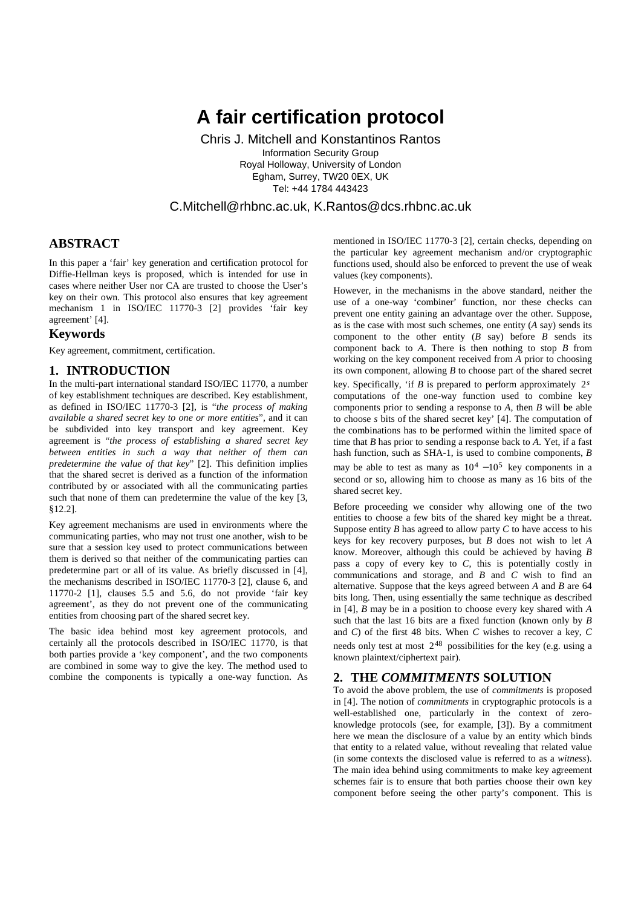# A fair certification protocol

Chris J. Mitchell and Konstantinos Rantos
Information Security Group
Royal Holloway, University of London
Egham, Surrey, TW20 0EX, UK
Tel: +44 1784 443423

C.Mitchell@rhbnc.ac.uk, K.Rantos@dcs.rhbnc.ac.uk

## ABSTRACT

In this paper a 'fair' key generation and certification protocol for Diffie-Hellman keys is proposed, which is intended for use in cases where neither User nor CA are trusted to choose the User's key on their own. This protocol also ensures that key agreement mechanism 1 in ISO/IEC 11770-3 [2] provides 'fair key agreement' [4].

### Keywords

Key agreement, commitment, certification.

## 1. INTRODUCTION

In the multi-part international standard ISO/IEC 11770, a number of key establishment techniques are described. Key establishment, as defined in ISO/IEC 11770-3 [2], is "*the process of making available a shared secret key to one or more entities*", and it can be subdivided into key transport and key agreement. Key agreement is "*the process of establishing a shared secret key between entities in such a way that neither of them can predetermine the value of that key*" [2]. This definition implies that the shared secret is derived as a function of the information contributed by or associated with all the communicating parties such that none of them can predetermine the value of the key [3, §12.2].

Key agreement mechanisms are used in environments where the communicating parties, who may not trust one another, wish to be sure that a session key used to protect communications between them is derived so that neither of the communicating parties can predetermine part or all of its value. As briefly discussed in [4], the mechanisms described in ISO/IEC 11770-3 [2], clause 6, and 11770-2 [1], clauses 5.5 and 5.6, do not provide 'fair key agreement', as they do not prevent one of the communicating entities from choosing part of the shared secret key.

The basic idea behind most key agreement protocols, and certainly all the protocols described in ISO/IEC 11770, is that both parties provide a 'key component', and the two components are combined in some way to give the key. The method used to combine the components is typically a one-way function. As mentioned in ISO/IEC 11770-3 [2], certain checks, depending on the particular key agreement mechanism and/or cryptographic functions used, should also be enforced to prevent the use of weak values (key components).

However, in the mechanisms in the above standard, neither the use of a one-way 'combiner' function, nor these checks can prevent one entity gaining an advantage over the other. Suppose, as is the case with most such schemes, one entity (*A* say) sends its component to the other entity (*B* say) before *B* sends its component back to *A*. There is then nothing to stop *B* from working on the key component received from *A* prior to choosing its own component, allowing *B* to choose part of the shared secret key. Specifically, 'if *B* is prepared to perform approximately $2^s$ computations of the one-way function used to combine key components prior to sending a response to *A*, then *B* will be able to choose *s* bits of the shared secret key' [4]. The computation of the combinations has to be performed within the limited space of time that *B* has prior to sending a response back to *A*. Yet, if a fast hash function, such as SHA-1, is used to combine components, *B* may be able to test as many as $10^4 - 10^5$ key components in a second or so, allowing him to choose as many as 16 bits of the shared secret key.

Before proceeding we consider why allowing one of the two entities to choose a few bits of the shared key might be a threat. Suppose entity *B* has agreed to allow party *C* to have access to his keys for key recovery purposes, but *B* does not wish to let *A* know. Moreover, although this could be achieved by having *B* pass a copy of every key to *C*, this is potentially costly in communications and storage, and *B* and *C* wish to find an alternative. Suppose that the keys agreed between *A* and *B* are 64 bits long. Then, using essentially the same technique as described in [4], *B* may be in a position to choose every key shared with *A* such that the last 16 bits are a fixed function (known only by *B* and *C*) of the first 48 bits. When *C* wishes to recover a key, *C* needs only test at most $2^{48}$ possibilities for the key (e.g. using a known plaintext/ciphertext pair).

## 2. THE *COMMITMENTS* SOLUTION

To avoid the above problem, the use of *commitments* is proposed in [4]. The notion of *commitments* in cryptographic protocols is a well-established one, particularly in the context of zero-knowledge protocols (see, for example, [3]). By a commitment here we mean the disclosure of a value by an entity which binds that entity to a related value, without revealing that related value (in some contexts the disclosed value is referred to as a *witness*). The main idea behind using commitments to make key agreement schemes fair is to ensure that both parties choose their own key component before seeing the other party's component. This is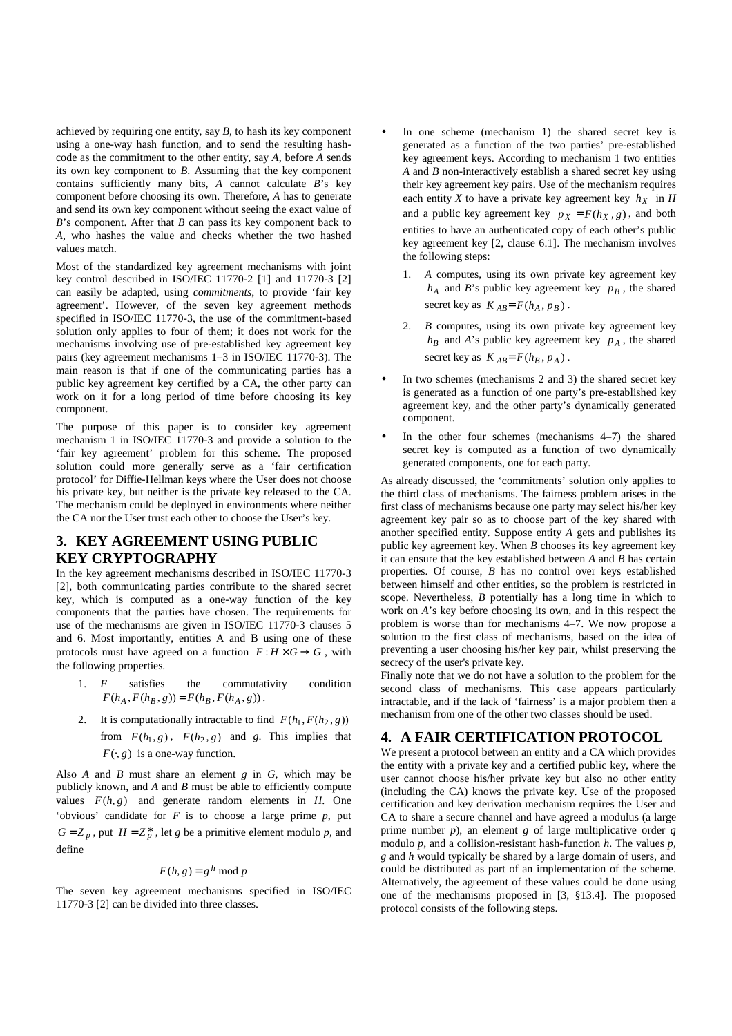achieved by requiring one entity, say *B*, to hash its key component using a one-way hash function, and to send the resulting hash-code as the commitment to the other entity, say *A*, before *A* sends its own key component to *B*. Assuming that the key component contains sufficiently many bits, *A* cannot calculate *B*'s key component before choosing its own. Therefore, *A* has to generate and send its own key component without seeing the exact value of *B*'s component. After that *B* can pass its key component back to *A*, who hashes the value and checks whether the two hashed values match.

Most of the standardized key agreement mechanisms with joint key control described in ISO/IEC 11770-2 [1] and 11770-3 [2] can easily be adapted, using *commitments*, to provide 'fair key agreement'. However, of the seven key agreement methods specified in ISO/IEC 11770-3, the use of the commitment-based solution only applies to four of them; it does not work for the mechanisms involving use of pre-established key agreement key pairs (key agreement mechanisms 1–3 in ISO/IEC 11770-3). The main reason is that if one of the communicating parties has a public key agreement key certified by a CA, the other party can work on it for a long period of time before choosing its key component.

The purpose of this paper is to consider key agreement mechanism 1 in ISO/IEC 11770-3 and provide a solution to the 'fair key agreement' problem for this scheme. The proposed solution could more generally serve as a 'fair certification protocol' for Diffie-Hellman keys where the User does not choose his private key, but neither is the private key released to the CA. The mechanism could be deployed in environments where neither the CA nor the User trust each other to choose the User's key.

## 3. KEY AGREEMENT USING PUBLIC KEY CRYPTOGRAPHY

In the key agreement mechanisms described in ISO/IEC 11770-3 [2], both communicating parties contribute to the shared secret key, which is computed as a one-way function of the key components that the parties have chosen. The requirements for use of the mechanisms are given in ISO/IEC 11770-3 clauses 5 and 6. Most importantly, entities A and B using one of these protocols must have agreed on a function $F: H \times G \rightarrow G$, with the following properties.

1. $F$ satisfies the commutativity condition $F(h_A, F(h_B, g)) = F(h_B, F(h_A, g))$.
2. It is computationally intractable to find $F(h_1, F(h_2, g))$ from $F(h_1, g)$, $F(h_2, g)$ and *g*. This implies that $F(\cdot, g)$ is a one-way function.

Also *A* and *B* must share an element *g* in *G*, which may be publicly known, and *A* and *B* must be able to efficiently compute values $F(h, g)$ and generate random elements in *H*. One 'obvious' candidate for *F* is to choose a large prime *p*, put $G = Z_p$, put $H = Z_p^*$, let *g* be a primitive element modulo *p*, and define

$$F(h, g) = g^h \bmod p$$

The seven key agreement mechanisms specified in ISO/IEC 11770-3 [2] can be divided into three classes.

- In one scheme (mechanism 1) the shared secret key is generated as a function of the two parties' pre-established key agreement keys. According to mechanism 1 two entities *A* and *B* non-interactively establish a shared secret key using their key agreement key pairs. Use of the mechanism requires each entity *X* to have a private key agreement key $h_X$ in *H* and a public key agreement key $p_X = F(h_X, g)$, and both entities to have an authenticated copy of each other's public key agreement key [2, clause 6.1]. The mechanism involves the following steps:
    1. *A* computes, using its own private key agreement key $h_A$ and *B*'s public key agreement key $p_B$, the shared secret key as $K_{AB} = F(h_A, p_B)$.
    2. *B* computes, using its own private key agreement key $h_B$ and *A*'s public key agreement key $p_A$, the shared secret key as $K_{AB} = F(h_B, p_A)$.
- In two schemes (mechanisms 2 and 3) the shared secret key is generated as a function of one party's pre-established key agreement key, and the other party's dynamically generated component.
- In the other four schemes (mechanisms 4–7) the shared secret key is computed as a function of two dynamically generated components, one for each party.

As already discussed, the 'commitments' solution only applies to the third class of mechanisms. The fairness problem arises in the first class of mechanisms because one party may select his/her key agreement key pair so as to choose part of the key shared with another specified entity. Suppose entity *A* gets and publishes its public key agreement key. When *B* chooses its key agreement key it can ensure that the key established between *A* and *B* has certain properties. Of course, *B* has no control over keys established between himself and other entities, so the problem is restricted in scope. Nevertheless, *B* potentially has a long time in which to work on *A*'s key before choosing its own, and in this respect the problem is worse than for mechanisms 4–7. We now propose a solution to the first class of mechanisms, based on the idea of preventing a user choosing his/her key pair, whilst preserving the secrecy of the user's private key.

Finally note that we do not have a solution to the problem for the second class of mechanisms. This case appears particularly intractable, and if the lack of 'fairness' is a major problem then a mechanism from one of the other two classes should be used.

## 4. A FAIR CERTIFICATION PROTOCOL

We present a protocol between an entity and a CA which provides the entity with a private key and a certified public key, where the user cannot choose his/her private key but also no other entity (including the CA) knows the private key. Use of the proposed certification and key derivation mechanism requires the User and CA to share a secure channel and have agreed a modulus (a large prime number *p*), an element *g* of large multiplicative order *q* modulo *p*, and a collision-resistant hash-function *h*. The values *p*, *g* and *h* would typically be shared by a large domain of users, and could be distributed as part of an implementation of the scheme. Alternatively, the agreement of these values could be done using one of the mechanisms proposed in [3, §13.4]. The proposed protocol consists of the following steps.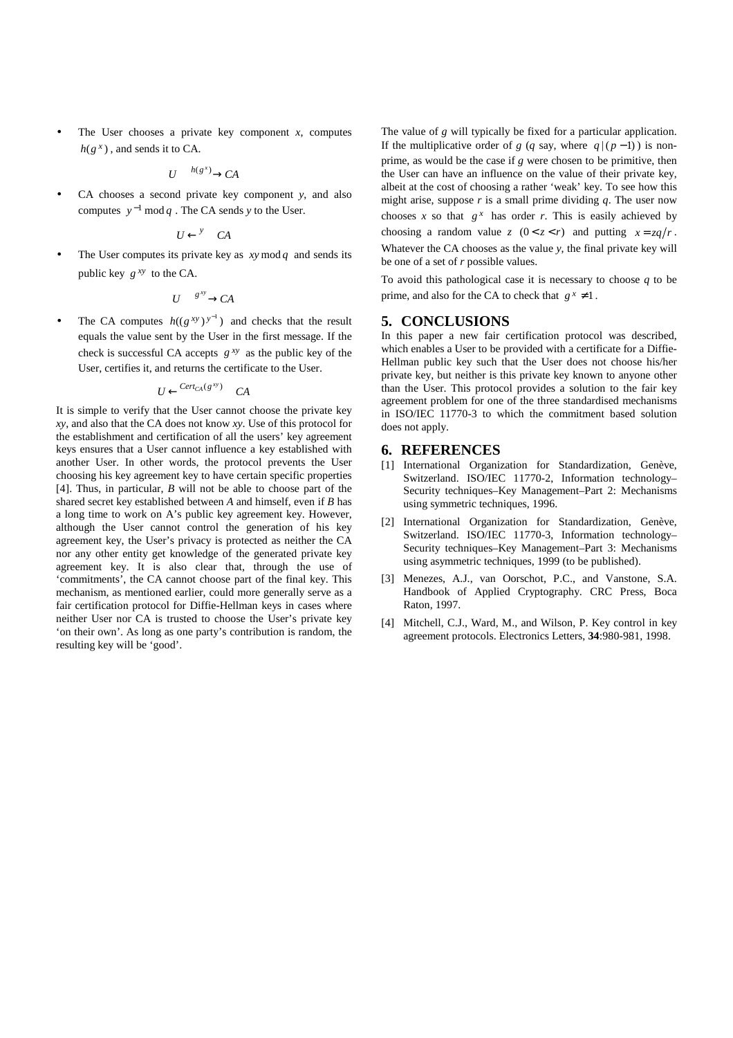- The User chooses a private key component $x$, computes $h(g^x)$, and sends it to CA.

$$U \xrightarrow{h(g^x)} CA$$

- CA chooses a second private key component $y$, and also computes $y^{-1} \bmod q$. The CA sends $y$ to the User.

$$U \xleftarrow{y} CA$$

- The User computes its private key as $xy \bmod q$ and sends its public key $g^{xy}$ to the CA.

$$U \xrightarrow{g^{xy}} CA$$

- The CA computes $h((g^{xy})^{y^{-1}})$ and checks that the result equals the value sent by the User in the first message. If the check is successful CA accepts $g^{xy}$ as the public key of the User, certifies it, and returns the certificate to the User.

$$U \xleftarrow{Cert_{CA}(g^{xy})} CA$$

It is simple to verify that the User cannot choose the private key $xy$, and also that the CA does not know $xy$. Use of this protocol for the establishment and certification of all the users' key agreement keys ensures that a User cannot influence a key established with another User. In other words, the protocol prevents the User choosing his key agreement key to have certain specific properties [4]. Thus, in particular, $B$ will not be able to choose part of the shared secret key established between $A$ and himself, even if $B$ has a long time to work on A's public key agreement key. However, although the User cannot control the generation of his key agreement key, the User's privacy is protected as neither the CA nor any other entity get knowledge of the generated private key agreement key. It is also clear that, through the use of 'commitments', the CA cannot choose part of the final key. This mechanism, as mentioned earlier, could more generally serve as a fair certification protocol for Diffie-Hellman keys in cases where neither User nor CA is trusted to choose the User's private key 'on their own'. As long as one party's contribution is random, the resulting key will be 'good'.

The value of $g$ will typically be fixed for a particular application. If the multiplicative order of $g$ ($q$ say, where $q \mid (p-1)$) is non-prime, as would be the case if $g$ were chosen to be primitive, then the User can have an influence on the value of their private key, albeit at the cost of choosing a rather 'weak' key. To see how this might arise, suppose $r$ is a small prime dividing $q$. The user now chooses $x$ so that $g^x$ has order $r$. This is easily achieved by choosing a random value $z$ $(0 < z < r)$ and putting $x = zq/r$. Whatever the CA chooses as the value $y$, the final private key will be one of a set of $r$ possible values.

To avoid this pathological case it is necessary to choose $q$ to be prime, and also for the CA to check that $g^x \neq 1$.

## 5. CONCLUSIONS

In this paper a new fair certification protocol was described, which enables a User to be provided with a certificate for a Diffie-Hellman public key such that the User does not choose his/her private key, but neither is this private key known to anyone other than the User. This protocol provides a solution to the fair key agreement problem for one of the three standardised mechanisms in ISO/IEC 11770-3 to which the commitment based solution does not apply.

## 6. REFERENCES

[1] International Organization for Standardization, Genève, Switzerland. ISO/IEC 11770-2, Information technology–Security techniques–Key Management–Part 2: Mechanisms using symmetric techniques, 1996.

[2] International Organization for Standardization, Genève, Switzerland. ISO/IEC 11770-3, Information technology–Security techniques–Key Management–Part 3: Mechanisms using asymmetric techniques, 1999 (to be published).

[3] Menezes, A.J., van Oorschot, P.C., and Vanstone, S.A. Handbook of Applied Cryptography. CRC Press, Boca Raton, 1997.

[4] Mitchell, C.J., Ward, M., and Wilson, P. Key control in key agreement protocols. Electronics Letters, **34**:980-981, 1998.